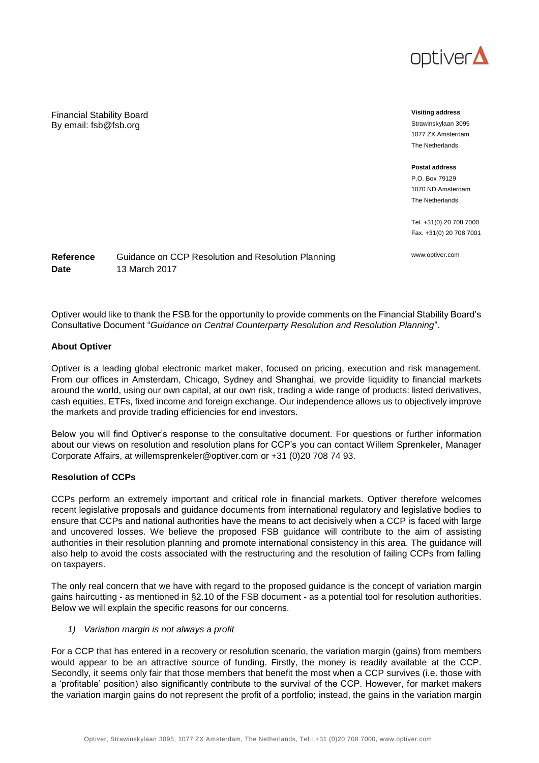optiver

Financial Stability Board
By email: fsb@fsb.org

**Visiting address**
Strawinskylaan 3095
1077 ZX Amsterdam
The Netherlands

**Postal address**
P.O. Box 79129
1070 ND Amsterdam
The Netherlands

Tel. +31(0) 20 708 7000
Fax. +31(0) 20 708 7001

www.optiver.com

**Reference** Guidance on CCP Resolution and Resolution Planning
**Date** 13 March 2017

Optiver would like to thank the FSB for the opportunity to provide comments on the Financial Stability Board's Consultative Document "*Guidance on Central Counterparty Resolution and Resolution Planning*".

**About Optiver**

Optiver is a leading global electronic market maker, focused on pricing, execution and risk management. From our offices in Amsterdam, Chicago, Sydney and Shanghai, we provide liquidity to financial markets around the world, using our own capital, at our own risk, trading a wide range of products: listed derivatives, cash equities, ETFs, fixed income and foreign exchange. Our independence allows us to objectively improve the markets and provide trading efficiencies for end investors.

Below you will find Optiver's response to the consultative document. For questions or further information about our views on resolution and resolution plans for CCP's you can contact Willem Sprenkeler, Manager Corporate Affairs, at willemsprenkeler@optiver.com or +31 (0)20 708 74 93.

**Resolution of CCPs**

CCPs perform an extremely important and critical role in financial markets. Optiver therefore welcomes recent legislative proposals and guidance documents from international regulatory and legislative bodies to ensure that CCPs and national authorities have the means to act decisively when a CCP is faced with large and uncovered losses. We believe the proposed FSB guidance will contribute to the aim of assisting authorities in their resolution planning and promote international consistency in this area. The guidance will also help to avoid the costs associated with the restructuring and the resolution of failing CCPs from falling on taxpayers.

The only real concern that we have with regard to the proposed guidance is the concept of variation margin gains haircutting - as mentioned in §2.10 of the FSB document - as a potential tool for resolution authorities. Below we will explain the specific reasons for our concerns.

1) *Variation margin is not always a profit*

For a CCP that has entered in a recovery or resolution scenario, the variation margin (gains) from members would appear to be an attractive source of funding. Firstly, the money is readily available at the CCP. Secondly, it seems only fair that those members that benefit the most when a CCP survives (i.e. those with a 'profitable' position) also significantly contribute to the survival of the CCP. However, for market makers the variation margin gains do not represent the profit of a portfolio; instead, the gains in the variation margin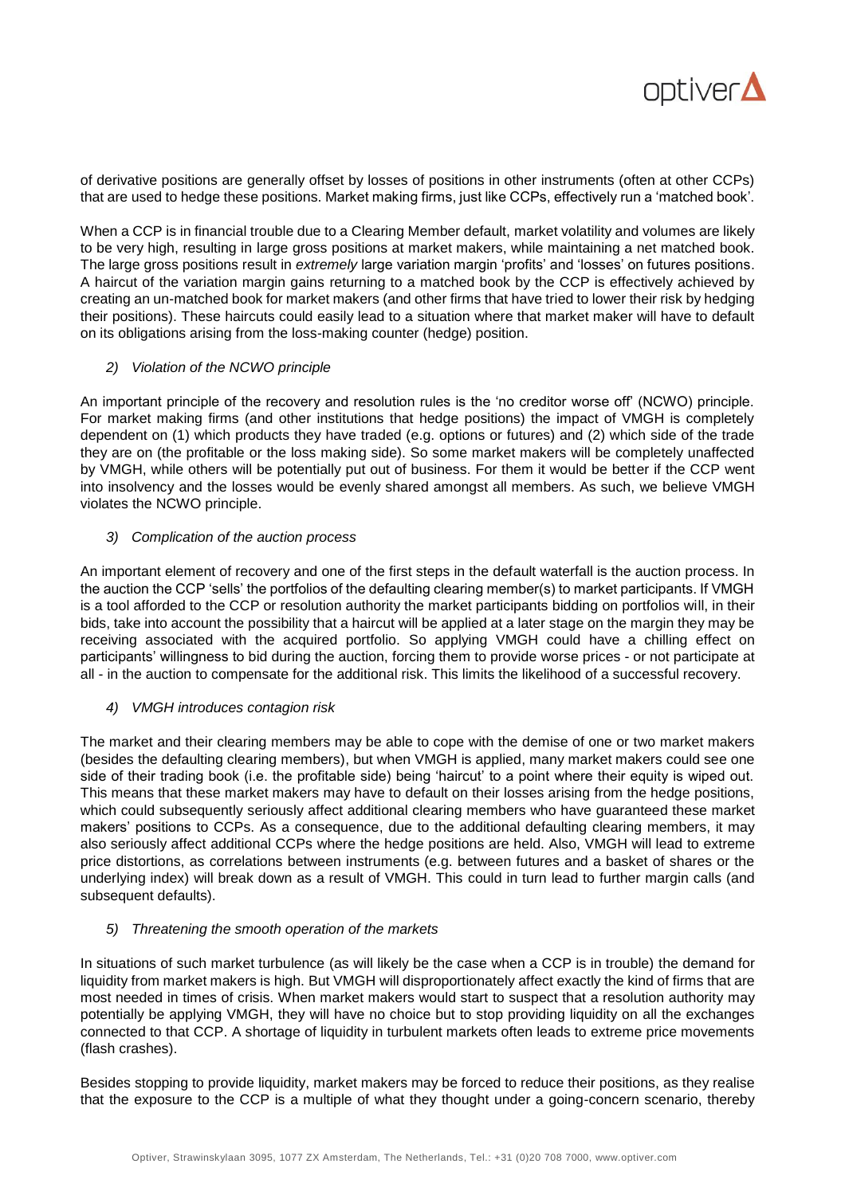of derivative positions are generally offset by losses of positions in other instruments (often at other CCPs) that are used to hedge these positions. Market making firms, just like CCPs, effectively run a 'matched book'.

When a CCP is in financial trouble due to a Clearing Member default, market volatility and volumes are likely to be very high, resulting in large gross positions at market makers, while maintaining a net matched book. The large gross positions result in *extremely* large variation margin 'profits' and 'losses' on futures positions. A haircut of the variation margin gains returning to a matched book by the CCP is effectively achieved by creating an un-matched book for market makers (and other firms that have tried to lower their risk by hedging their positions). These haircuts could easily lead to a situation where that market maker will have to default on its obligations arising from the loss-making counter (hedge) position.

*2) Violation of the NCWO principle*

An important principle of the recovery and resolution rules is the 'no creditor worse off' (NCWO) principle. For market making firms (and other institutions that hedge positions) the impact of VMGH is completely dependent on (1) which products they have traded (e.g. options or futures) and (2) which side of the trade they are on (the profitable or the loss making side). So some market makers will be completely unaffected by VMGH, while others will be potentially put out of business. For them it would be better if the CCP went into insolvency and the losses would be evenly shared amongst all members. As such, we believe VMGH violates the NCWO principle.

*3) Complication of the auction process*

An important element of recovery and one of the first steps in the default waterfall is the auction process. In the auction the CCP 'sells' the portfolios of the defaulting clearing member(s) to market participants. If VMGH is a tool afforded to the CCP or resolution authority the market participants bidding on portfolios will, in their bids, take into account the possibility that a haircut will be applied at a later stage on the margin they may be receiving associated with the acquired portfolio. So applying VMGH could have a chilling effect on participants' willingness to bid during the auction, forcing them to provide worse prices - or not participate at all - in the auction to compensate for the additional risk. This limits the likelihood of a successful recovery.

*4) VMGH introduces contagion risk*

The market and their clearing members may be able to cope with the demise of one or two market makers (besides the defaulting clearing members), but when VMGH is applied, many market makers could see one side of their trading book (i.e. the profitable side) being 'haircut' to a point where their equity is wiped out. This means that these market makers may have to default on their losses arising from the hedge positions, which could subsequently seriously affect additional clearing members who have guaranteed these market makers' positions to CCPs. As a consequence, due to the additional defaulting clearing members, it may also seriously affect additional CCPs where the hedge positions are held. Also, VMGH will lead to extreme price distortions, as correlations between instruments (e.g. between futures and a basket of shares or the underlying index) will break down as a result of VMGH. This could in turn lead to further margin calls (and subsequent defaults).

*5) Threatening the smooth operation of the markets*

In situations of such market turbulence (as will likely be the case when a CCP is in trouble) the demand for liquidity from market makers is high. But VMGH will disproportionately affect exactly the kind of firms that are most needed in times of crisis. When market makers would start to suspect that a resolution authority may potentially be applying VMGH, they will have no choice but to stop providing liquidity on all the exchanges connected to that CCP. A shortage of liquidity in turbulent markets often leads to extreme price movements (flash crashes).

Besides stopping to provide liquidity, market makers may be forced to reduce their positions, as they realise that the exposure to the CCP is a multiple of what they thought under a going-concern scenario, thereby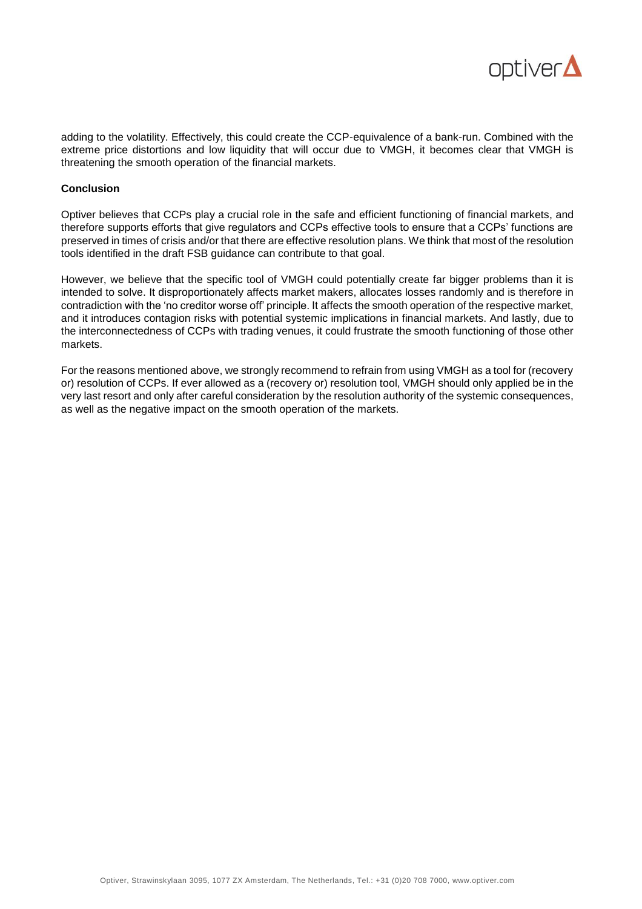adding to the volatility. Effectively, this could create the CCP-equivalence of a bank-run. Combined with the extreme price distortions and low liquidity that will occur due to VMGH, it becomes clear that VMGH is threatening the smooth operation of the financial markets.

**Conclusion**

Optiver believes that CCPs play a crucial role in the safe and efficient functioning of financial markets, and therefore supports efforts that give regulators and CCPs effective tools to ensure that a CCPs' functions are preserved in times of crisis and/or that there are effective resolution plans. We think that most of the resolution tools identified in the draft FSB guidance can contribute to that goal.

However, we believe that the specific tool of VMGH could potentially create far bigger problems than it is intended to solve. It disproportionately affects market makers, allocates losses randomly and is therefore in contradiction with the 'no creditor worse off' principle. It affects the smooth operation of the respective market, and it introduces contagion risks with potential systemic implications in financial markets. And lastly, due to the interconnectedness of CCPs with trading venues, it could frustrate the smooth functioning of those other markets.

For the reasons mentioned above, we strongly recommend to refrain from using VMGH as a tool for (recovery or) resolution of CCPs. If ever allowed as a (recovery or) resolution tool, VMGH should only applied be in the very last resort and only after careful consideration by the resolution authority of the systemic consequences, as well as the negative impact on the smooth operation of the markets.